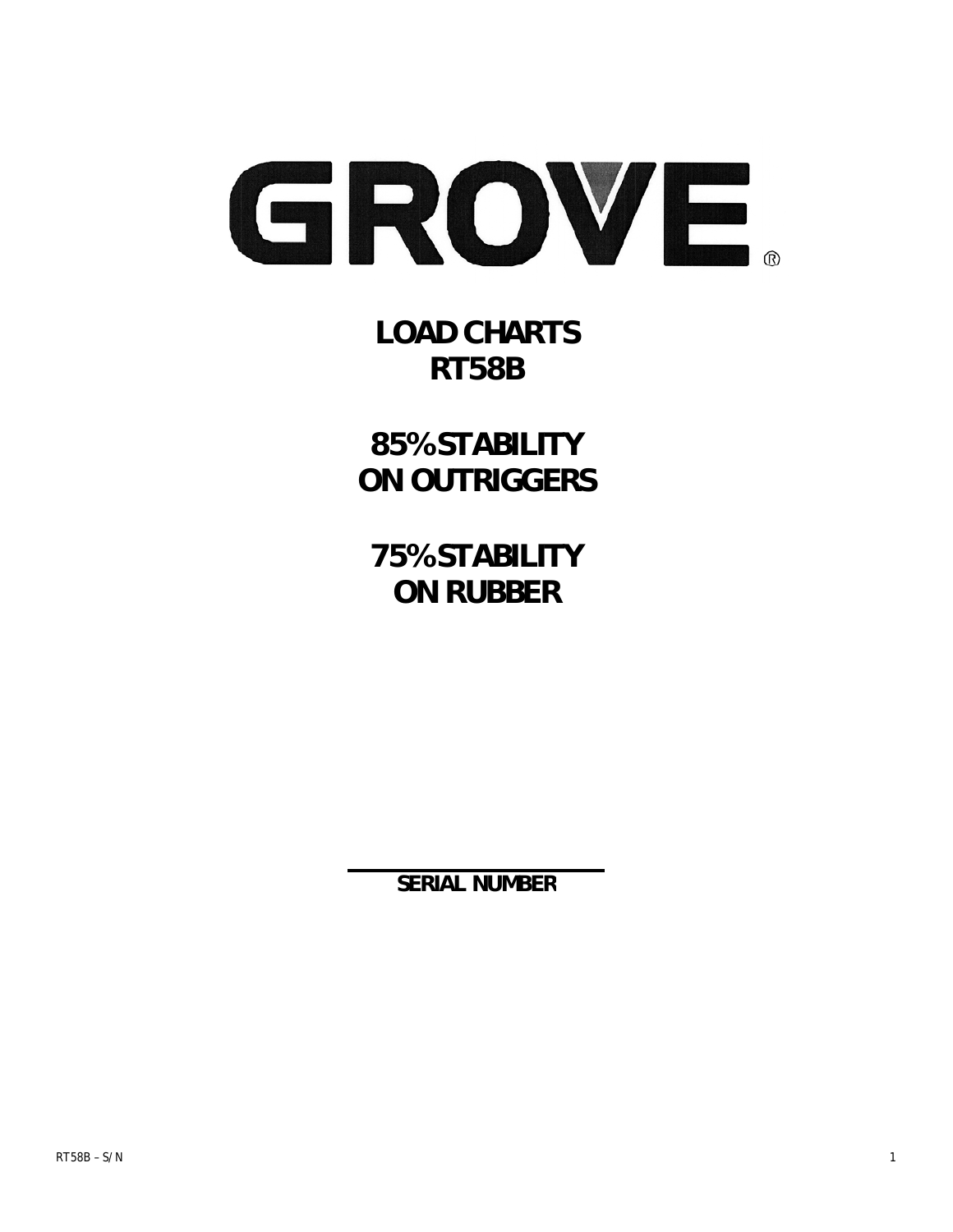# GROVE®

## LOAD CHARTS
## RT58B

## 85% STABILITY
## ON OUTRIGGERS

## 75% STABILITY
## ON RUBBER

SERIAL NUMBER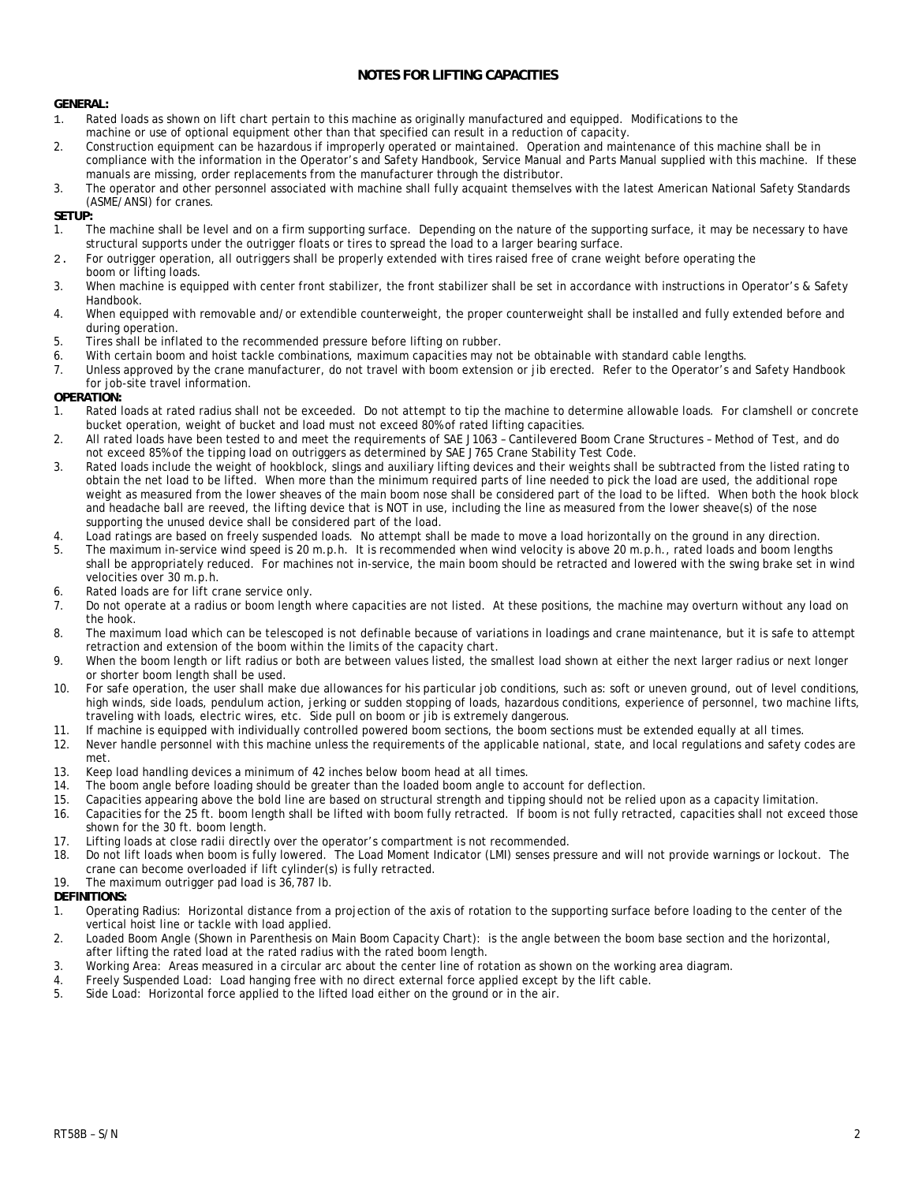# NOTES FOR LIFTING CAPACITIES

**GENERAL:**

1. Rated loads as shown on lift chart pertain to this machine as originally manufactured and equipped. Modifications to the machine or use of optional equipment other than that specified can result in a reduction of capacity.
2. Construction equipment can be hazardous if improperly operated or maintained. Operation and maintenance of this machine shall be in compliance with the information in the Operator's and Safety Handbook, Service Manual and Parts Manual supplied with this machine. If these manuals are missing, order replacements from the manufacturer through the distributor.
3. The operator and other personnel associated with machine shall fully acquaint themselves with the latest American National Safety Standards (ASME/ANSI) for cranes.

**SETUP:**

1. The machine shall be level and on a firm supporting surface. Depending on the nature of the supporting surface, it may be necessary to have structural supports under the outrigger floats or tires to spread the load to a larger bearing surface.
2. For outrigger operation, all outriggers shall be properly extended with tires raised free of crane weight before operating the boom or lifting loads.
3. When machine is equipped with center front stabilizer, the front stabilizer shall be set in accordance with instructions in Operator's & Safety Handbook.
4. When equipped with removable and/or extendible counterweight, the proper counterweight shall be installed and fully extended before and during operation.
5. Tires shall be inflated to the recommended pressure before lifting on rubber.
6. With certain boom and hoist tackle combinations, maximum capacities may not be obtainable with standard cable lengths.
7. Unless approved by the crane manufacturer, do not travel with boom extension or jib erected. Refer to the Operator's and Safety Handbook for job-site travel information.

**OPERATION:**

1. Rated loads at rated radius shall not be exceeded. Do not attempt to tip the machine to determine allowable loads. For clamshell or concrete bucket operation, weight of bucket and load must not exceed 80% of rated lifting capacities.
2. All rated loads have been tested to and meet the requirements of SAE J1063 – Cantilevered Boom Crane Structures – Method of Test, and do not exceed 85% of the tipping load on outriggers as determined by SAE J765 Crane Stability Test Code.
3. Rated loads include the weight of hookblock, slings and auxiliary lifting devices and their weights shall be subtracted from the listed rating to obtain the net load to be lifted. When more than the minimum required parts of line needed to pick the load are used, the additional rope weight as measured from the lower sheaves of the main boom nose shall be considered part of the load to be lifted. When both the hook block and headache ball are reeved, the lifting device that is NOT in use, including the line as measured from the lower sheave(s) of the nose supporting the unused device shall be considered part of the load.
4. Load ratings are based on freely suspended loads. No attempt shall be made to move a load horizontally on the ground in any direction.
5. The maximum in-service wind speed is 20 m.p.h. It is recommended when wind velocity is above 20 m.p.h., rated loads and boom lengths shall be appropriately reduced. For machines not in-service, the main boom should be retracted and lowered with the swing brake set in wind velocities over 30 m.p.h.
6. Rated loads are for lift crane service only.
7. Do not operate at a radius or boom length where capacities are not listed. At these positions, the machine may overturn without any load on the hook.
8. The maximum load which can be telescoped is not definable because of variations in loadings and crane maintenance, but it is safe to attempt retraction and extension of the boom within the limits of the capacity chart.
9. When the boom length or lift radius or both are between values listed, the smallest load shown at either the next larger radius or next longer or shorter boom length shall be used.
10. For safe operation, the user shall make due allowances for his particular job conditions, such as: soft or uneven ground, out of level conditions, high winds, side loads, pendulum action, jerking or sudden stopping of loads, hazardous conditions, experience of personnel, two machine lifts, traveling with loads, electric wires, etc. Side pull on boom or jib is extremely dangerous.
11. If machine is equipped with individually controlled powered boom sections, the boom sections must be extended equally at all times.
12. Never handle personnel with this machine unless the requirements of the applicable national, state, and local regulations and safety codes are met.
13. Keep load handling devices a minimum of 42 inches below boom head at all times.
14. The boom angle before loading should be greater than the loaded boom angle to account for deflection.
15. Capacities appearing above the bold line are based on structural strength and tipping should not be relied upon as a capacity limitation.
16. Capacities for the 25 ft. boom length shall be lifted with boom fully retracted. If boom is not fully retracted, capacities shall not exceed those shown for the 30 ft. boom length.
17. Lifting loads at close radii directly over the operator's compartment is not recommended.
18. Do not lift loads when boom is fully lowered. The Load Moment Indicator (LMI) senses pressure and will not provide warnings or lockout. The crane can become overloaded if lift cylinder(s) is fully retracted.
19. The maximum outrigger pad load is 36,787 lb.

**DEFINITIONS:**

1. Operating Radius: Horizontal distance from a projection of the axis of rotation to the supporting surface before loading to the center of the vertical hoist line or tackle with load applied.
2. Loaded Boom Angle (Shown in Parenthesis on Main Boom Capacity Chart): is the angle between the boom base section and the horizontal, after lifting the rated load at the rated radius with the rated boom length.
3. Working Area: Areas measured in a circular arc about the center line of rotation as shown on the working area diagram.
4. Freely Suspended Load: Load hanging free with no direct external force applied except by the lift cable.
5. Side Load: Horizontal force applied to the lifted load either on the ground or in the air.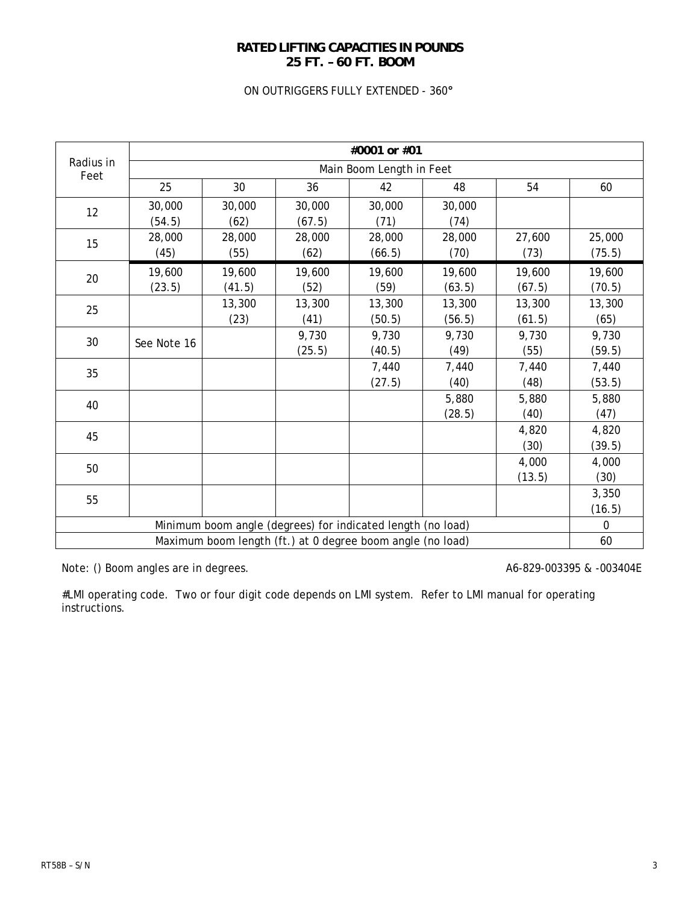# RATED LIFTING CAPACITIES IN POUNDS
# 25 FT. – 60 FT. BOOM

ON OUTRIGGERS FULLY EXTENDED - 360°

| Radius in Feet | #0001 or #01 | | | | | | |
|---|---|---|---|---|---|---|---|
| | Main Boom Length in Feet | | | | | | |
| | 25 | 30 | 36 | 42 | 48 | 54 | 60 |
| 12 | 30,000 (54.5) | 30,000 (62) | 30,000 (67.5) | 30,000 (71) | 30,000 (74) | | |
| 15 | 28,000 (45) | 28,000 (55) | 28,000 (62) | 28,000 (66.5) | 28,000 (70) | 27,600 (73) | 25,000 (75.5) |
| 20 | 19,600 (23.5) | 19,600 (41.5) | 19,600 (52) | 19,600 (59) | 19,600 (63.5) | 19,600 (67.5) | 19,600 (70.5) |
| 25 | | 13,300 (23) | 13,300 (41) | 13,300 (50.5) | 13,300 (56.5) | 13,300 (61.5) | 13,300 (65) |
| 30 | See Note 16 | | 9,730 (25.5) | 9,730 (40.5) | 9,730 (49) | 9,730 (55) | 9,730 (59.5) |
| 35 | | | | 7,440 (27.5) | 7,440 (40) | 7,440 (48) | 7,440 (53.5) |
| 40 | | | | | 5,880 (28.5) | 5,880 (40) | 5,880 (47) |
| 45 | | | | | | 4,820 (30) | 4,820 (39.5) |
| 50 | | | | | | 4,000 (13.5) | 4,000 (30) |
| 55 | | | | | | | 3,350 (16.5) |
| Minimum boom angle (degrees) for indicated length (no load) | | | | | | | 0 |
| Maximum boom length (ft.) at 0 degree boom angle (no load) | | | | | | | 60 |

Note: () Boom angles are in degrees.

A6-829-003395 & -003404E

#LMI operating code. Two or four digit code depends on LMI system. Refer to LMI manual for operating instructions.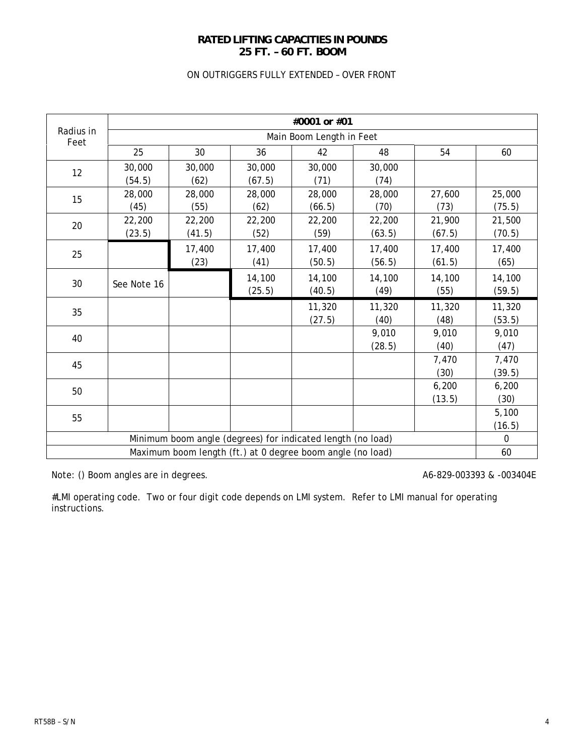**RATED LIFTING CAPACITIES IN POUNDS**
**25 FT. – 60 FT. BOOM**

ON OUTRIGGERS FULLY EXTENDED – OVER FRONT

| Radius in Feet | #0001 or #01 | | | | | | |
|---|---|---|---|---|---|---|---|
| | Main Boom Length in Feet | | | | | | |
| | 25 | 30 | 36 | 42 | 48 | 54 | 60 |
| 12 | 30,000 (54.5) | 30,000 (62) | 30,000 (67.5) | 30,000 (71) | 30,000 (74) | | |
| 15 | 28,000 (45) | 28,000 (55) | 28,000 (62) | 28,000 (66.5) | 28,000 (70) | 27,600 (73) | 25,000 (75.5) |
| 20 | 22,200 (23.5) | 22,200 (41.5) | 22,200 (52) | 22,200 (59) | 22,200 (63.5) | 21,900 (67.5) | 21,500 (70.5) |
| 25 | | 17,400 (23) | 17,400 (41) | 17,400 (50.5) | 17,400 (56.5) | 17,400 (61.5) | 17,400 (65) |
| 30 | See Note 16 | | 14,100 (25.5) | 14,100 (40.5) | 14,100 (49) | 14,100 (55) | 14,100 (59.5) |
| 35 | | | | 11,320 (27.5) | 11,320 (40) | 11,320 (48) | 11,320 (53.5) |
| 40 | | | | | 9,010 (28.5) | 9,010 (40) | 9,010 (47) |
| 45 | | | | | | 7,470 (30) | 7,470 (39.5) |
| 50 | | | | | | 6,200 (13.5) | 6,200 (30) |
| 55 | | | | | | | 5,100 (16.5) |
| Minimum boom angle (degrees) for indicated length (no load) | | | | | | | 0 |
| Maximum boom length (ft.) at 0 degree boom angle (no load) | | | | | | | 60 |

Note: () Boom angles are in degrees.

A6-829-003393 & -003404E

#LMI operating code. Two or four digit code depends on LMI system. Refer to LMI manual for operating instructions.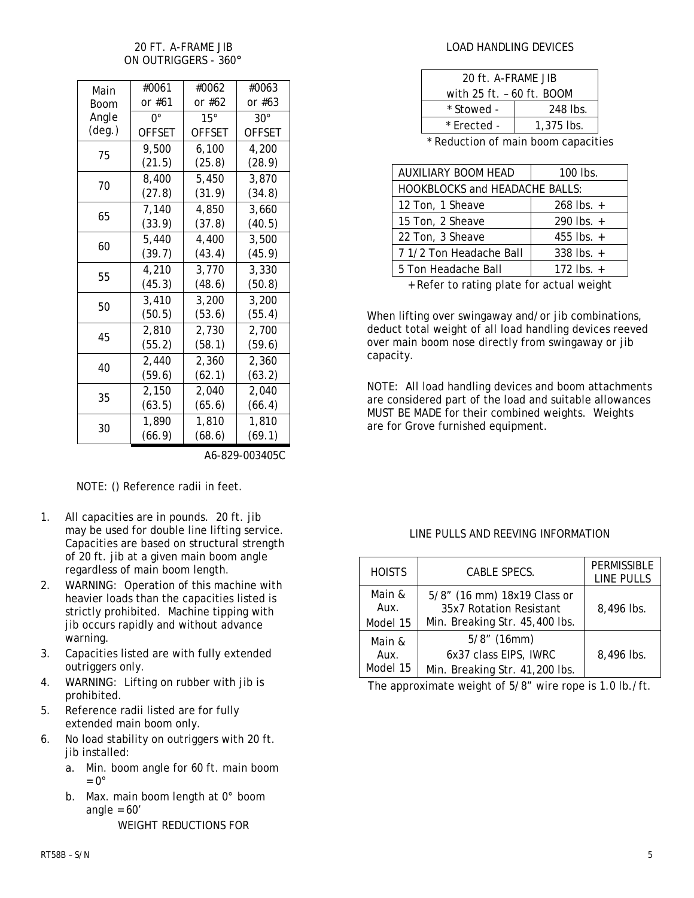## 20 FT. A-FRAME JIB ON OUTRIGGERS - 360°

| Main Boom Angle (deg.) | #0061 or #61 0° OFFSET | #0062 or #62 15° OFFSET | #0063 or #63 30° OFFSET |
|---|---|---|---|
| 75 | 9,500 (21.5) | 6,100 (25.8) | 4,200 (28.9) |
| 70 | 8,400 (27.8) | 5,450 (31.9) | 3,870 (34.8) |
| 65 | 7,140 (33.9) | 4,850 (37.8) | 3,660 (40.5) |
| 60 | 5,440 (39.7) | 4,400 (43.4) | 3,500 (45.9) |
| 55 | 4,210 (45.3) | 3,770 (48.6) | 3,330 (50.8) |
| 50 | 3,410 (50.5) | 3,200 (53.6) | 3,200 (55.4) |
| 45 | 2,810 (55.2) | 2,730 (58.1) | 2,700 (59.6) |
| 40 | 2,440 (59.6) | 2,360 (62.1) | 2,360 (63.2) |
| 35 | 2,150 (63.5) | 2,040 (65.6) | 2,040 (66.4) |
| 30 | 1,890 (66.9) | 1,810 (68.6) | 1,810 (69.1) |

A6-829-003405C

NOTE: () Reference radii in feet.

1. All capacities are in pounds. 20 ft. jib may be used for double line lifting service. Capacities are based on structural strength of 20 ft. jib at a given main boom angle regardless of main boom length.
2. WARNING: Operation of this machine with heavier loads than the capacities listed is strictly prohibited. Machine tipping with jib occurs rapidly and without advance warning.
3. Capacities listed are with fully extended outriggers only.
4. WARNING: Lifting on rubber with jib is prohibited.
5. Reference radii listed are for fully extended main boom only.
6. No load stability on outriggers with 20 ft. jib installed:
   a. Min. boom angle for 60 ft. main boom = 0°
   b. Max. main boom length at 0° boom angle = 60'

WEIGHT REDUCTIONS FOR

## LOAD HANDLING DEVICES

| 20 ft. A-FRAME JIB with 25 ft. – 60 ft. BOOM | |
|---|---|
| * Stowed - | 248 lbs. |
| * Erected - | 1,375 lbs. |

* Reduction of main boom capacities

| AUXILIARY BOOM HEAD | 100 lbs. |
|---|---|
| HOOKBLOCKS and HEADACHE BALLS: | |
| 12 Ton, 1 Sheave | 268 lbs. + |
| 15 Ton, 2 Sheave | 290 lbs. + |
| 22 Ton, 3 Sheave | 455 lbs. + |
| 7 1/2 Ton Headache Ball | 338 lbs. + |
| 5 Ton Headache Ball | 172 lbs. + |

+ Refer to rating plate for actual weight

When lifting over swingaway and/or jib combinations, deduct total weight of all load handling devices reeved over main boom nose directly from swingaway or jib capacity.

NOTE: All load handling devices and boom attachments are considered part of the load and suitable allowances MUST BE MADE for their combined weights. Weights are for Grove furnished equipment.

## LINE PULLS AND REEVING INFORMATION

| HOISTS | CABLE SPECS. | PERMISSIBLE LINE PULLS |
|---|---|---|
| Main & Aux. Model 15 | 5/8" (16 mm) 18x19 Class or 35x7 Rotation Resistant Min. Breaking Str. 45,400 lbs. | 8,496 lbs. |
| Main & Aux. Model 15 | 5/8" (16mm) 6x37 class EIPS, IWRC Min. Breaking Str. 41,200 lbs. | 8,496 lbs. |

The approximate weight of 5/8" wire rope is 1.0 lb./ft.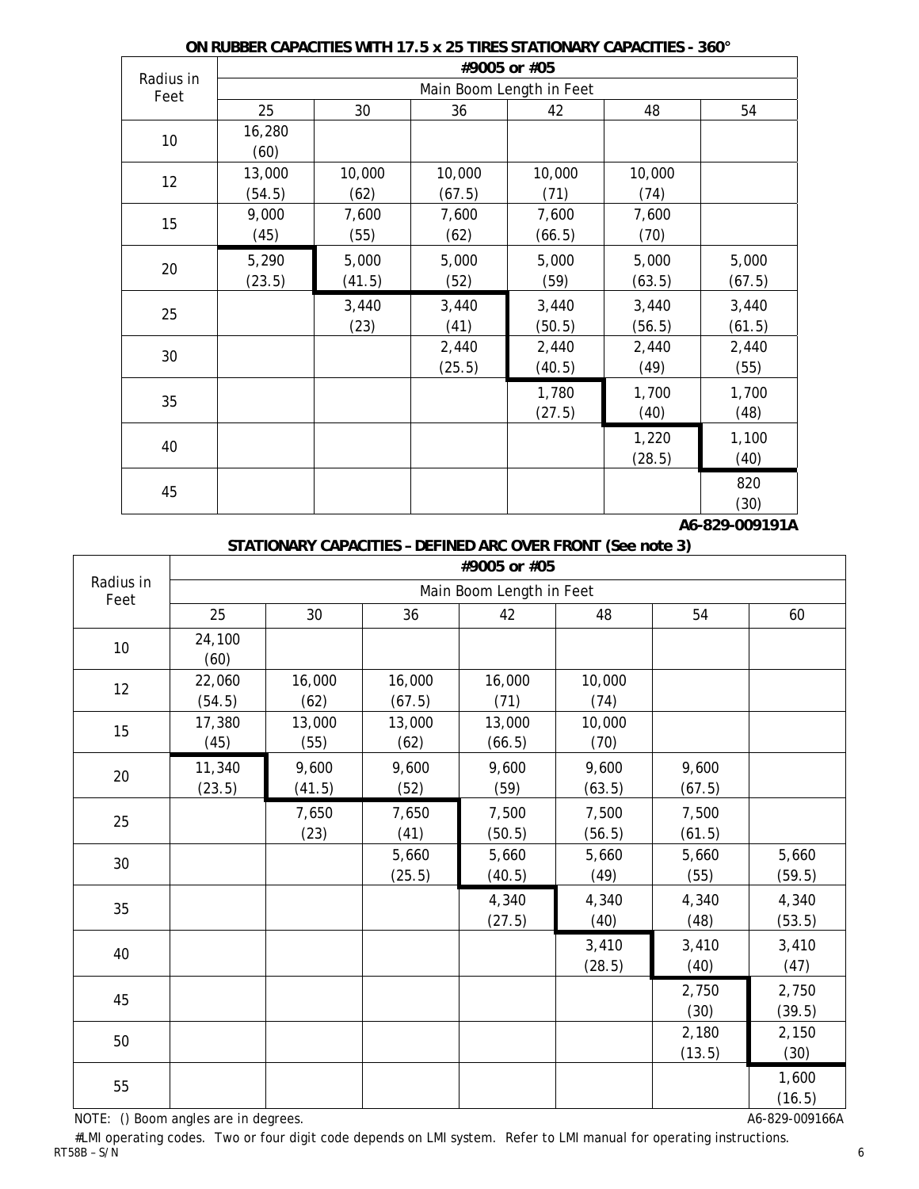**ON RUBBER CAPACITIES WITH 17.5 x 25 TIRES STATIONARY CAPACITIES - 360°**

| Radius in Feet | #9005 or #05 | | | | | |
|---|---|---|---|---|---|---|
| | Main Boom Length in Feet | | | | | |
| | 25 | 30 | 36 | 42 | 48 | 54 |
| 10 | 16,280 (60) | | | | | |
| 12 | 13,000 (54.5) | 10,000 (62) | 10,000 (67.5) | 10,000 (71) | 10,000 (74) | |
| 15 | 9,000 (45) | 7,600 (55) | 7,600 (62) | 7,600 (66.5) | 7,600 (70) | |
| 20 | 5,290 (23.5) | 5,000 (41.5) | 5,000 (52) | 5,000 (59) | 5,000 (63.5) | 5,000 (67.5) |
| 25 | | 3,440 (23) | 3,440 (41) | 3,440 (50.5) | 3,440 (56.5) | 3,440 (61.5) |
| 30 | | | 2,440 (25.5) | 2,440 (40.5) | 2,440 (49) | 2,440 (55) |
| 35 | | | | 1,780 (27.5) | 1,700 (40) | 1,700 (48) |
| 40 | | | | | 1,220 (28.5) | 1,100 (40) |
| 45 | | | | | | 820 (30) |

**A6-829-009191A**

**STATIONARY CAPACITIES – DEFINED ARC OVER FRONT (See note 3)**

| Radius in Feet | #9005 or #05 | | | | | | |
|---|---|---|---|---|---|---|---|
| | Main Boom Length in Feet | | | | | | |
| | 25 | 30 | 36 | 42 | 48 | 54 | 60 |
| 10 | 24,100 (60) | | | | | | |
| 12 | 22,060 (54.5) | 16,000 (62) | 16,000 (67.5) | 16,000 (71) | 10,000 (74) | | |
| 15 | 17,380 (45) | 13,000 (55) | 13,000 (62) | 13,000 (66.5) | 10,000 (70) | | |
| 20 | 11,340 (23.5) | 9,600 (41.5) | 9,600 (52) | 9,600 (59) | 9,600 (63.5) | 9,600 (67.5) | |
| 25 | | 7,650 (23) | 7,650 (41) | 7,500 (50.5) | 7,500 (56.5) | 7,500 (61.5) | |
| 30 | | | 5,660 (25.5) | 5,660 (40.5) | 5,660 (49) | 5,660 (55) | 5,660 (59.5) |
| 35 | | | | 4,340 (27.5) | 4,340 (40) | 4,340 (48) | 4,340 (53.5) |
| 40 | | | | | 3,410 (28.5) | 3,410 (40) | 3,410 (47) |
| 45 | | | | | | 2,750 (30) | 2,750 (39.5) |
| 50 | | | | | | 2,180 (13.5) | 2,150 (30) |
| 55 | | | | | | | 1,600 (16.5) |

NOTE: () Boom angles are in degrees.

A6-829-009166A

#LMI operating codes. Two or four digit code depends on LMI system. Refer to LMI manual for operating instructions.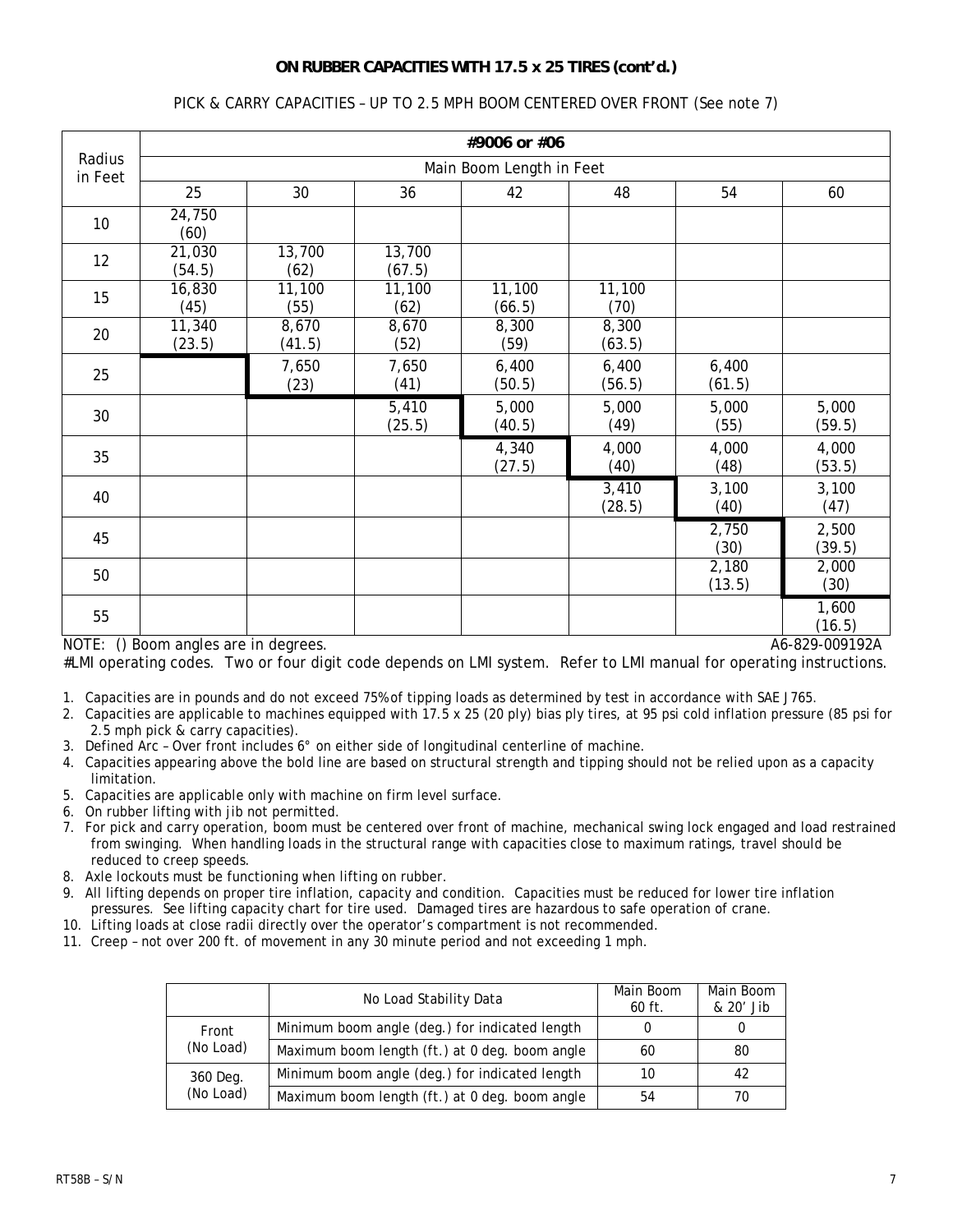**ON RUBBER CAPACITIES WITH 17.5 x 25 TIRES (cont'd.)**

PICK & CARRY CAPACITIES – UP TO 2.5 MPH BOOM CENTERED OVER FRONT (See note 7)

| Radius in Feet | **#9006 or #06** | | | | | | |
|---|---|---|---|---|---|---|---|
| | Main Boom Length in Feet | | | | | | |
| | 25 | 30 | 36 | 42 | 48 | 54 | 60 |
| 10 | 24,750 (60) | | | | | | |
| 12 | 21,030 (54.5) | 13,700 (62) | 13,700 (67.5) | | | | |
| 15 | 16,830 (45) | 11,100 (55) | 11,100 (62) | 11,100 (66.5) | 11,100 (70) | | |
| 20 | 11,340 (23.5) | 8,670 (41.5) | 8,670 (52) | 8,300 (59) | 8,300 (63.5) | | |
| 25 | | 7,650 (23) | 7,650 (41) | 6,400 (50.5) | 6,400 (56.5) | 6,400 (61.5) | |
| 30 | | | 5,410 (25.5) | 5,000 (40.5) | 5,000 (49) | 5,000 (55) | 5,000 (59.5) |
| 35 | | | | 4,340 (27.5) | 4,000 (40) | 4,000 (48) | 4,000 (53.5) |
| 40 | | | | | 3,410 (28.5) | 3,100 (40) | 3,100 (47) |
| 45 | | | | | | 2,750 (30) | 2,500 (39.5) |
| 50 | | | | | | 2,180 (13.5) | 2,000 (30) |
| 55 | | | | | | | 1,600 (16.5) |

NOTE: () Boom angles are in degrees. A6-829-009192A

#LMI operating codes. Two or four digit code depends on LMI system. Refer to LMI manual for operating instructions.

1. Capacities are in pounds and do not exceed 75% of tipping loads as determined by test in accordance with SAE J765.
2. Capacities are applicable to machines equipped with 17.5 x 25 (20 ply) bias ply tires, at 95 psi cold inflation pressure (85 psi for 2.5 mph pick & carry capacities).
3. Defined Arc – Over front includes 6° on either side of longitudinal centerline of machine.
4. Capacities appearing above the bold line are based on structural strength and tipping should not be relied upon as a capacity limitation.
5. Capacities are applicable only with machine on firm level surface.
6. On rubber lifting with jib not permitted.
7. For pick and carry operation, boom must be centered over front of machine, mechanical swing lock engaged and load restrained from swinging. When handling loads in the structural range with capacities close to maximum ratings, travel should be reduced to creep speeds.
8. Axle lockouts must be functioning when lifting on rubber.
9. All lifting depends on proper tire inflation, capacity and condition. Capacities must be reduced for lower tire inflation pressures. See lifting capacity chart for tire used. Damaged tires are hazardous to safe operation of crane.
10. Lifting loads at close radii directly over the operator's compartment is not recommended.
11. Creep – not over 200 ft. of movement in any 30 minute period and not exceeding 1 mph.

| | No Load Stability Data | Main Boom 60 ft. | Main Boom & 20' Jib |
|---|---|---|---|
| Front (No Load) | Minimum boom angle (deg.) for indicated length | 0 | 0 |
| | Maximum boom length (ft.) at 0 deg. boom angle | 60 | 80 |
| 360 Deg. (No Load) | Minimum boom angle (deg.) for indicated length | 10 | 42 |
| | Maximum boom length (ft.) at 0 deg. boom angle | 54 | 70 |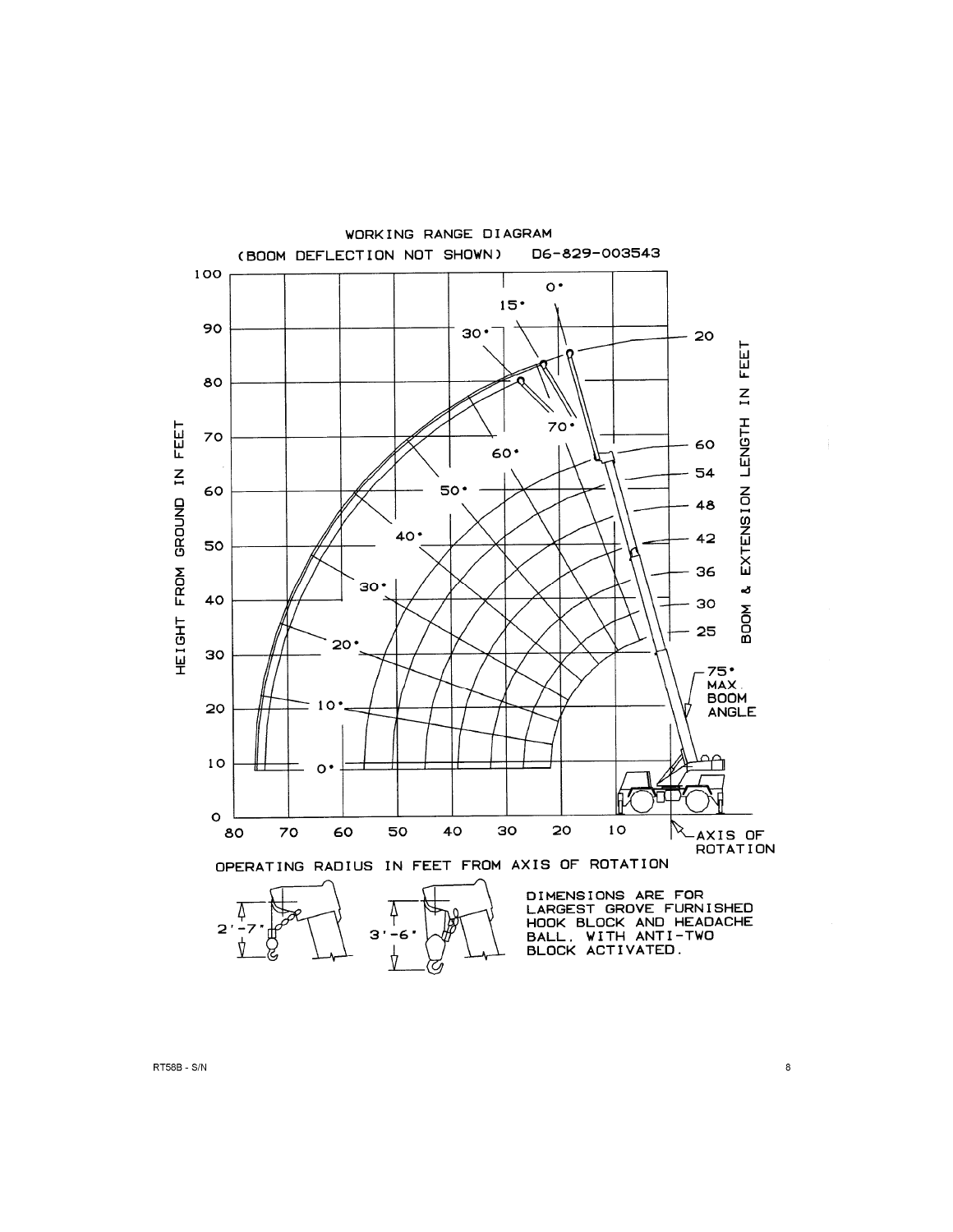## WORKING RANGE DIAGRAM

(BOOM DEFLECTION NOT SHOWN) D6-829-003543

HEIGHT FROM GROUND IN FEET

BOOM & EXTENSION LENGTH IN FEET

OPERATING RADIUS IN FEET FROM AXIS OF ROTATION

AXIS OF ROTATION

75° MAX. BOOM ANGLE

2'-7"

3'-6"

DIMENSIONS ARE FOR LARGEST GROVE FURNISHED HOOK BLOCK AND HEADACHE BALL, WITH ANTI-TWO BLOCK ACTIVATED.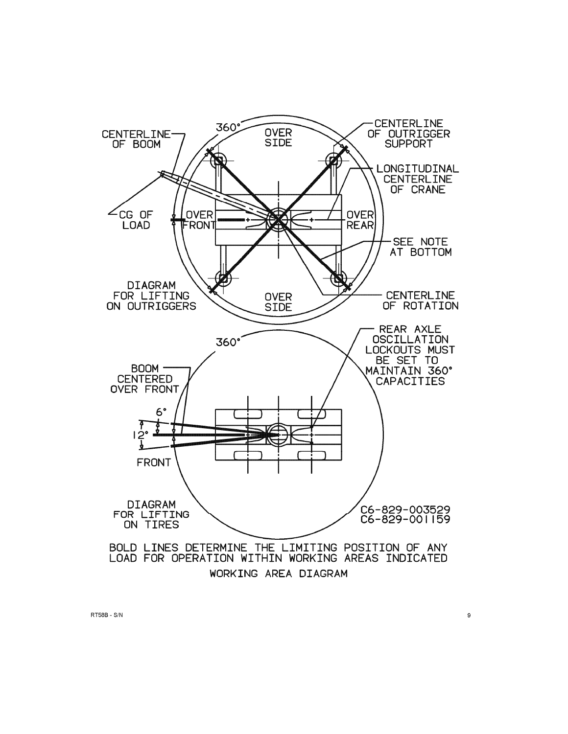360°

OVER SIDE

CENTERLINE OF BOOM

CENTERLINE OF OUTRIGGER SUPPORT

LONGITUDINAL CENTERLINE OF CRANE

CG OF LOAD

OVER FRONT

OVER REAR

SEE NOTE AT BOTTOM

DIAGRAM FOR LIFTING ON OUTRIGGERS

OVER SIDE

CENTERLINE OF ROTATION

360°

REAR AXLE OSCILLATION LOCKOUTS MUST BE SET TO MAINTAIN 360° CAPACITIES

BOOM CENTERED OVER FRONT

6°

12°

FRONT

DIAGRAM FOR LIFTING ON TIRES

C6-829-003529
C6-829-001159

BOLD LINES DETERMINE THE LIMITING POSITION OF ANY LOAD FOR OPERATION WITHIN WORKING AREAS INDICATED

WORKING AREA DIAGRAM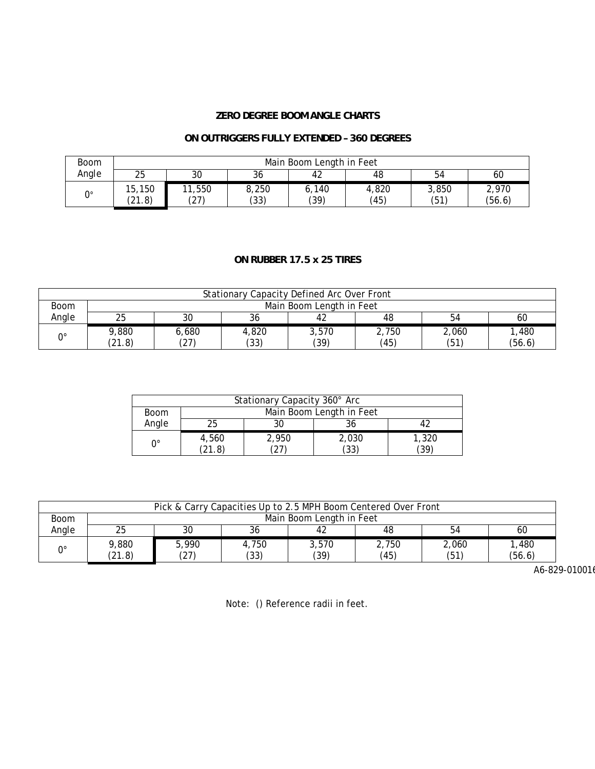**ZERO DEGREE BOOM ANGLE CHARTS**

**ON OUTRIGGERS FULLY EXTENDED – 360 DEGREES**

| Boom Angle | Main Boom Length in Feet | | | | | | |
|---|---|---|---|---|---|---|---|
| | 25 | 30 | 36 | 42 | 48 | 54 | 60 |
| 0° | 15,150 (21.8) | 11,550 (27) | 8,250 (33) | 6,140 (39) | 4,820 (45) | 3,850 (51) | 2,970 (56.6) |

**ON RUBBER 17.5 x 25 TIRES**

| Stationary Capacity Defined Arc Over Front | | | | | | | |
|---|---|---|---|---|---|---|---|
| Boom Angle | Main Boom Length in Feet | | | | | | |
| | 25 | 30 | 36 | 42 | 48 | 54 | 60 |
| 0° | 9,880 (21.8) | 6,680 (27) | 4,820 (33) | 3,570 (39) | 2,750 (45) | 2,060 (51) | 1,480 (56.6) |

| Stationary Capacity 360° Arc | | | | |
|---|---|---|---|---|
| Boom Angle | Main Boom Length in Feet | | | |
| | 25 | 30 | 36 | 42 |
| 0° | 4,560 (21.8) | 2,950 (27) | 2,030 (33) | 1,320 (39) |

| Pick & Carry Capacities Up to 2.5 MPH Boom Centered Over Front | | | | | | | |
|---|---|---|---|---|---|---|---|
| Boom Angle | Main Boom Length in Feet | | | | | | |
| | 25 | 30 | 36 | 42 | 48 | 54 | 60 |
| 0° | 9,880 (21.8) | 5,990 (27) | 4,750 (33) | 3,570 (39) | 2,750 (45) | 2,060 (51) | 1,480 (56.6) |

A6-829-01001

Note: () Reference radii in feet.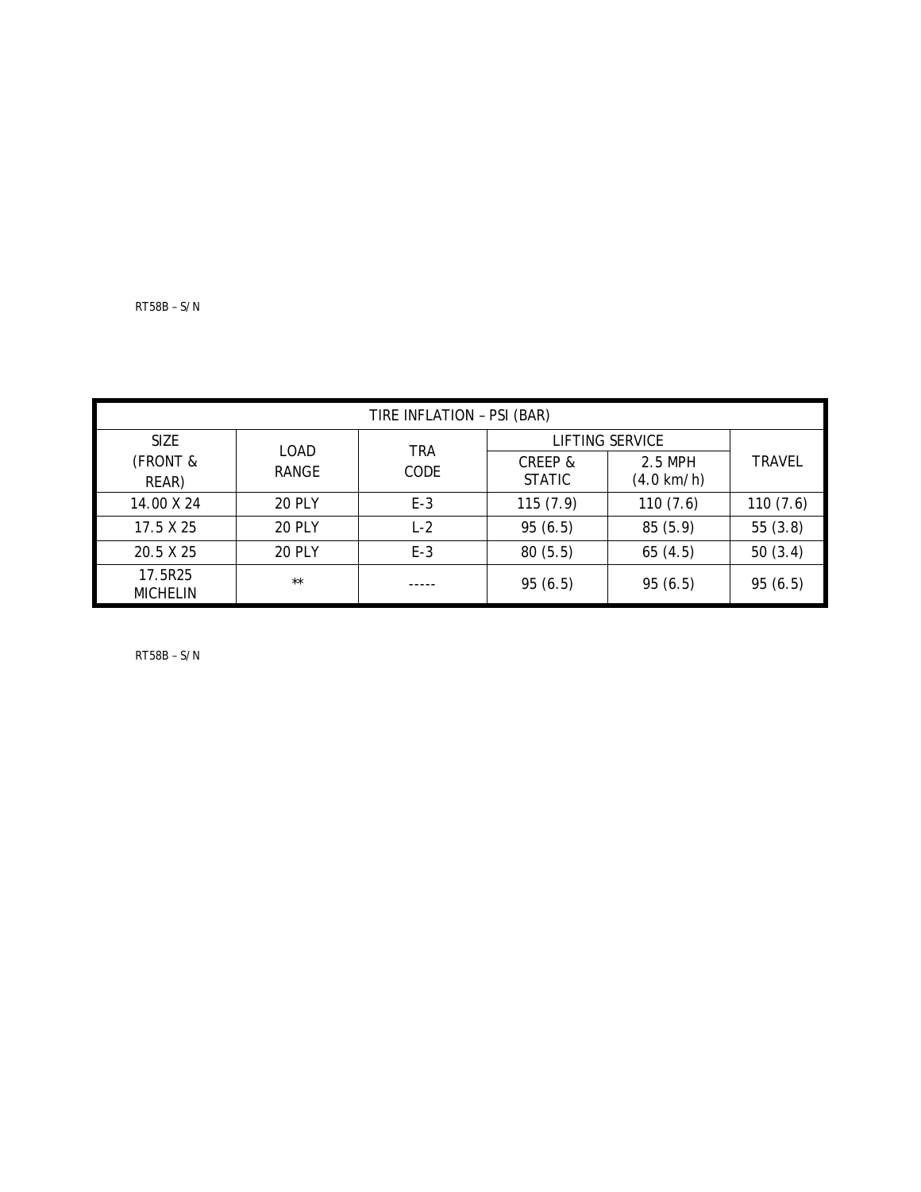RT58B – S/N

| TIRE INFLATION – PSI (BAR) | | | | | |
|---|---|---|---|---|---|
| SIZE (FRONT & REAR) | LOAD RANGE | TRA CODE | LIFTING SERVICE | | TRAVEL |
| | | | CREEP & STATIC | 2.5 MPH (4.0 km/h) | |
| 14.00 X 24 | 20 PLY | E-3 | 115 (7.9) | 110 (7.6) | 110 (7.6) |
| 17.5 X 25 | 20 PLY | L-2 | 95 (6.5) | 85 (5.9) | 55 (3.8) |
| 20.5 X 25 | 20 PLY | E-3 | 80 (5.5) | 65 (4.5) | 50 (3.4) |
| 17.5R25 MICHELIN | ** | ----- | 95 (6.5) | 95 (6.5) | 95 (6.5) |

RT58B – S/N